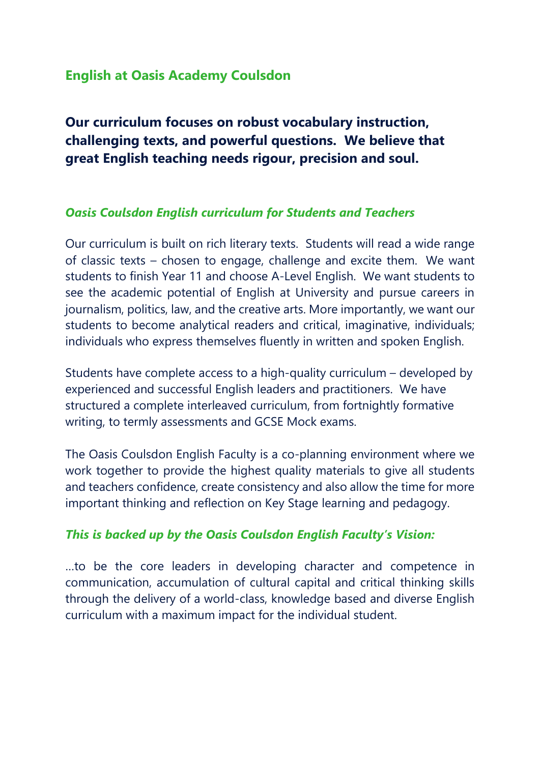## English at Oasis Academy Coulsdon

**Our curriculum focuses on robust vocabulary instruction, challenging texts, and powerful questions. We believe that great English teaching needs rigour, precision and soul.**

### *Oasis Coulsdon English curriculum for Students and Teachers*

Our curriculum is built on rich literary texts. Students will read a wide range of classic texts – chosen to engage, challenge and excite them. We want students to finish Year 11 and choose A-Level English. We want students to see the academic potential of English at University and pursue careers in journalism, politics, law, and the creative arts. More importantly, we want our students to become analytical readers and critical, imaginative, individuals; individuals who express themselves fluently in written and spoken English.

Students have complete access to a high-quality curriculum – developed by experienced and successful English leaders and practitioners. We have structured a complete interleaved curriculum, from fortnightly formative writing, to termly assessments and GCSE Mock exams.

The Oasis Coulsdon English Faculty is a co-planning environment where we work together to provide the highest quality materials to give all students and teachers confidence, create consistency and also allow the time for more important thinking and reflection on Key Stage learning and pedagogy.

### *This is backed up by the Oasis Coulsdon English Faculty's Vision:*

…to be the core leaders in developing character and competence in communication, accumulation of cultural capital and critical thinking skills through the delivery of a world-class, knowledge based and diverse English curriculum with a maximum impact for the individual student.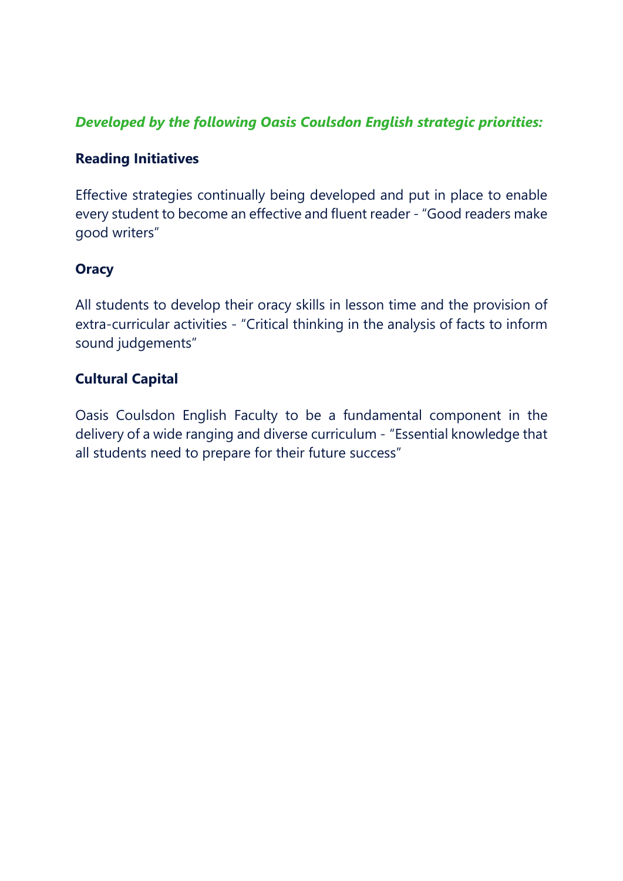***Developed by the following Oasis Coulsdon English strategic priorities:***

**Reading Initiatives**

Effective strategies continually being developed and put in place to enable every student to become an effective and fluent reader - "Good readers make good writers"

**Oracy**

All students to develop their oracy skills in lesson time and the provision of extra-curricular activities - "Critical thinking in the analysis of facts to inform sound judgements"

**Cultural Capital**

Oasis Coulsdon English Faculty to be a fundamental component in the delivery of a wide ranging and diverse curriculum - "Essential knowledge that all students need to prepare for their future success"